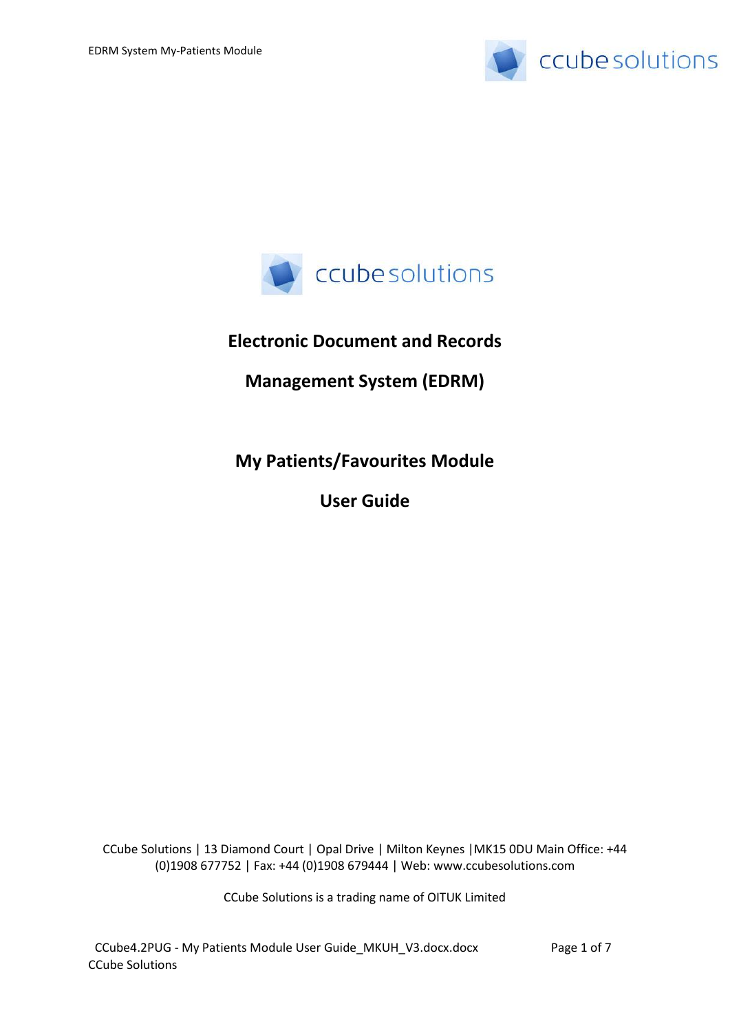# Electronic Document and Records Management System (EDRM)

## My Patients/Favourites Module

## User Guide

CCube Solutions | 13 Diamond Court | Opal Drive | Milton Keynes |MK15 0DU Main Office: +44 (0)1908 677752 | Fax: +44 (0)1908 679444 | Web: www.ccubesolutions.com

CCube Solutions is a trading name of OITUK Limited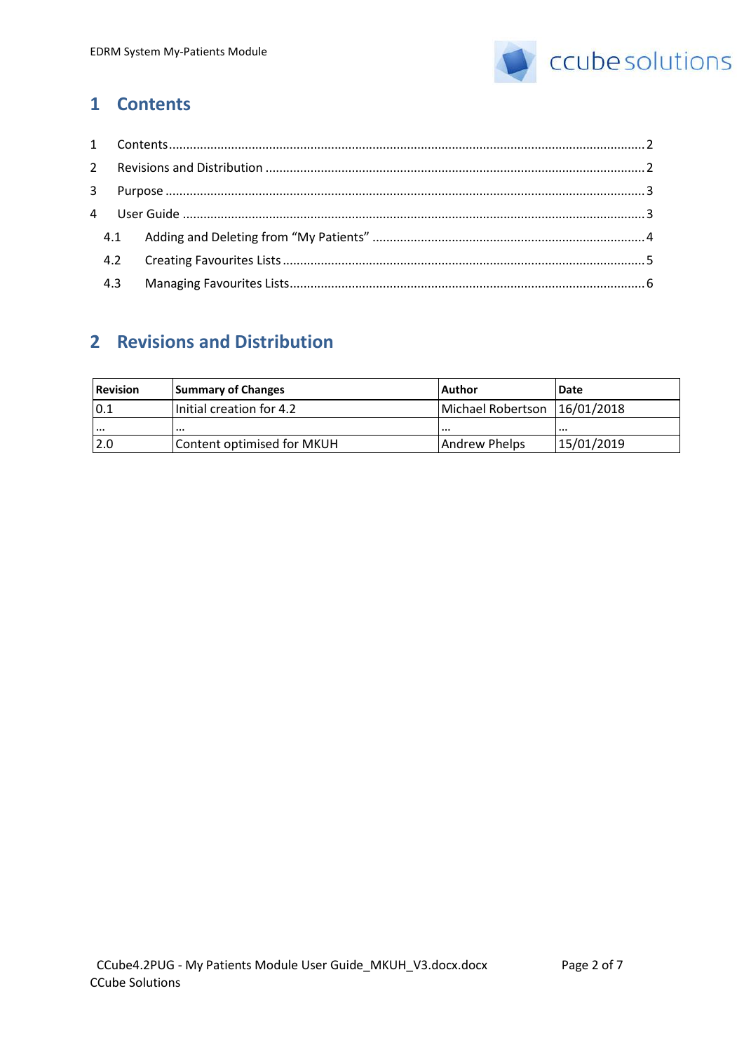# 1 Contents

1 Contents ........................................................................................................................................ 2

2 Revisions and Distribution ............................................................................................................ 2

3 Purpose ......................................................................................................................................... 3

4 User Guide .................................................................................................................................... 3

4.1 Adding and Deleting from "My Patients" ............................................................................. 4

4.2 Creating Favourites Lists ....................................................................................................... 5

4.3 Managing Favourites Lists..................................................................................................... 6

# 2 Revisions and Distribution

| Revision | Summary of Changes | Author | Date |
|---|---|---|---|
| 0.1 | Initial creation for 4.2 | Michael Robertson | 16/01/2018 |
| … | … | … | … |
| 2.0 | Content optimised for MKUH | Andrew Phelps | 15/01/2019 |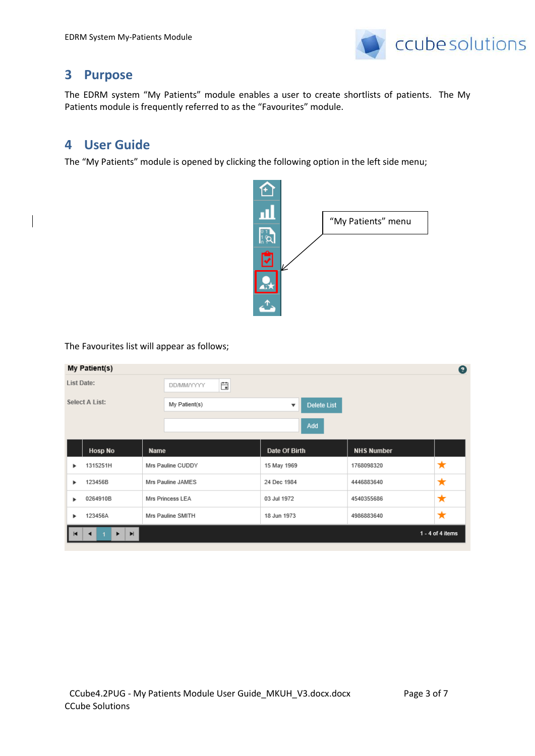## 3 Purpose

The EDRM system "My Patients" module enables a user to create shortlists of patients. The My Patients module is frequently referred to as the "Favourites" module.

## 4 User Guide

The "My Patients" module is opened by clicking the following option in the left side menu;

"My Patients" menu

The Favourites list will appear as follows;

**My Patient(s)**

List Date: DD/MM/YYYY

Select A List: My Patient(s) — Delete List

Add

| | Hosp No | Name | Date Of Birth | NHS Number | |
|---|---|---|---|---|---|
| ▸ | 1315251H | Mrs Pauline CUDDY | 15 May 1969 | 1768098320 | ★ |
| ▸ | 123456B | Mrs Pauline JAMES | 24 Dec 1984 | 4446883640 | ★ |
| ▸ | 0264910B | Mrs Princess LEA | 03 Jul 1972 | 4540355686 | ★ |
| ▸ | 123456A | Mrs Pauline SMITH | 18 Jun 1973 | 4986883640 | ★ |

1 - 4 of 4 items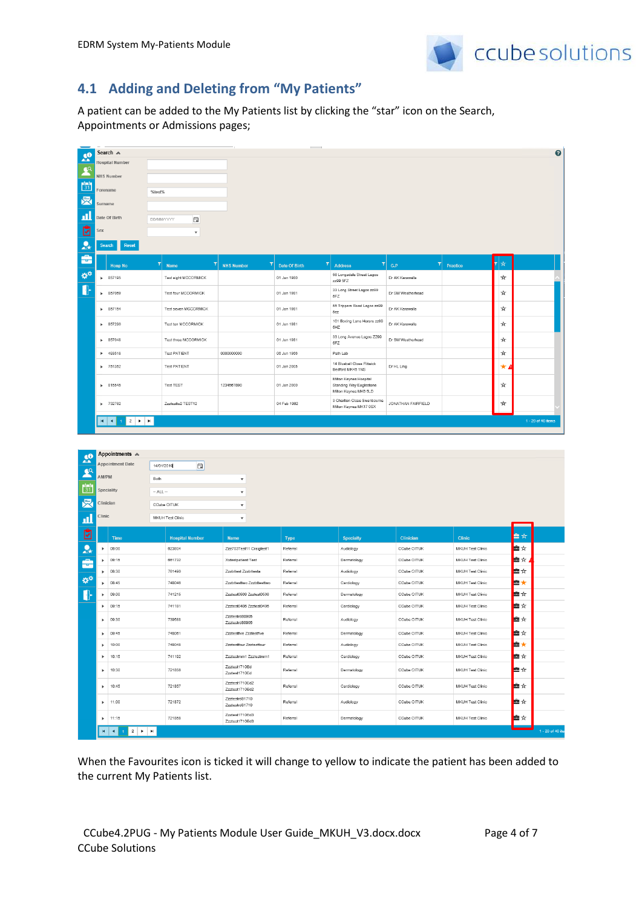## 4.1 Adding and Deleting from "My Patients"

A patient can be added to the My Patients list by clicking the "star" icon on the Search, Appointments or Admissions pages;

When the Favourites icon is ticked it will change to yellow to indicate the patient has been added to the current My Patients list.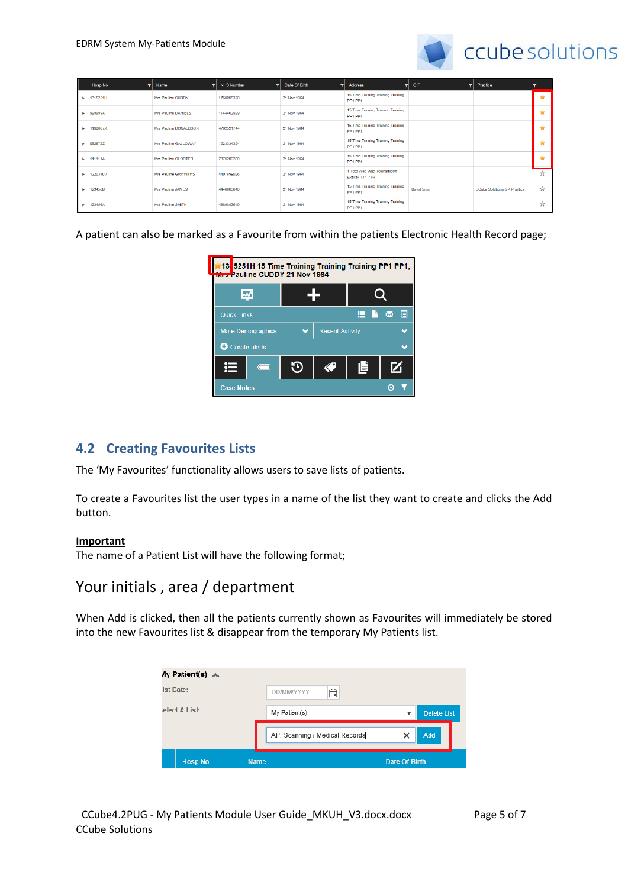| Hosp No | Name | NHS Number | Date Of Birth | Address | GP | Practice |
|---|---|---|---|---|---|---|
| 1315251H | Mrs Pauline CUDDY | 1768096320 | 21 Nov 1964 | 15 Time Training Training Training PP1 PP1 | | |
| 898998A | Mrs Pauline DANIELS | 1144462829 | 21 Nov 1964 | 15 Time Training Training Training PP1 PP1 | | |
| 1190867X | Mrs Pauline DONALDSON | 4762521744 | 21 Nov 1964 | 15 Time Training Training Training PP1 PP1 | | |
| 0629722 | Mrs Pauline GALLOWAY | 1223334324 | 21 Nov 1964 | 15 Time Training Training Training PP1 PP1 | | |
| 111111A | Mrs Pauline GLORTER | 7879269280 | 21 Nov 1964 | 15 Time Training Training Training PP1 PP1 | | |
| 1220340V | Mrs Pauline GRIFFITHS | 4407896026 | 21 Nov 1964 | 1 Toto Wad Wad Townsfildon Exeter TT1 7TH | | |
| 123456B | Mrs Pauline JAMES | 4448883640 | 21 Nov 1964 | 15 Time Training Training Training PP1 PP1 | David Smith | CCube Solutions GP Practice |
| 123456A | Mrs Pauline SMITH | 4966883640 | 21 Nov 1964 | 15 Time Training Training Training PP1 PP1 | | |

A patient can also be marked as a Favourite from within the patients Electronic Health Record page;

## 4.2 Creating Favourites Lists

The 'My Favourites' functionality allows users to save lists of patients.

To create a Favourites list the user types in a name of the list they want to create and clicks the Add button.

**Important**

The name of a Patient List will have the following format;

# Your initials , area / department

When Add is clicked, then all the patients currently shown as Favourites will immediately be stored into the new Favourites list & disappear from the temporary My Patients list.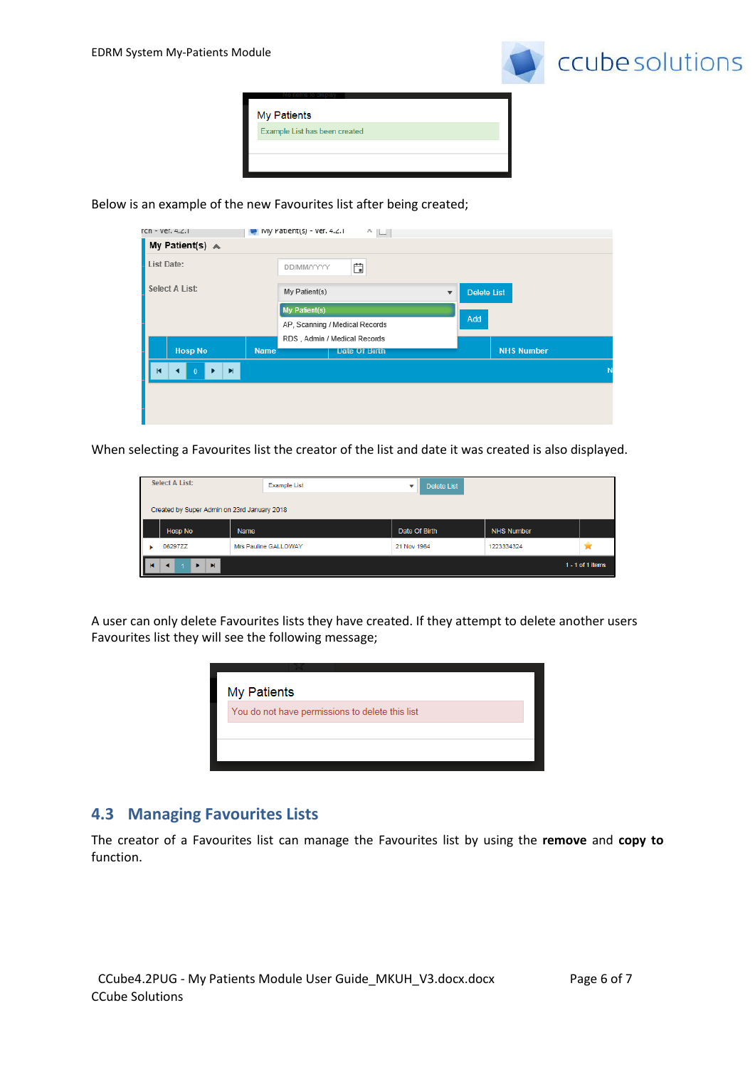Below is an example of the new Favourites list after being created;

When selecting a Favourites list the creator of the list and date it was created is also displayed.

A user can only delete Favourites lists they have created. If they attempt to delete another users Favourites list they will see the following message;

## 4.3 Managing Favourites Lists

The creator of a Favourites list can manage the Favourites list by using the **remove** and **copy to** function.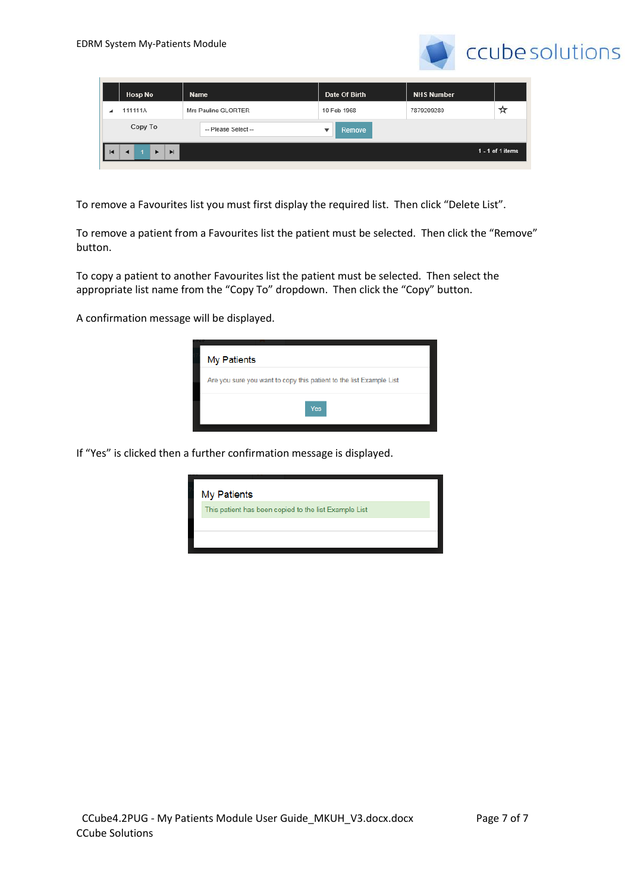| Hosp No | Name | Date Of Birth | NHS Number | |
|---|---|---|---|---|
| 111111A | Mrs Pauline GLORTER | 10 Feb 1968 | 7879209280 | ☆ |

Copy To -- Please Select -- Remove

1 - 1 of 1 items

To remove a Favourites list you must first display the required list. Then click "Delete List".

To remove a patient from a Favourites list the patient must be selected. Then click the "Remove" button.

To copy a patient to another Favourites list the patient must be selected. Then select the appropriate list name from the "Copy To" dropdown. Then click the "Copy" button.

A confirmation message will be displayed.

My Patients

Are you sure you want to copy this patient to the list Example List

Yes

If "Yes" is clicked then a further confirmation message is displayed.

My Patients

This patient has been copied to the list Example List